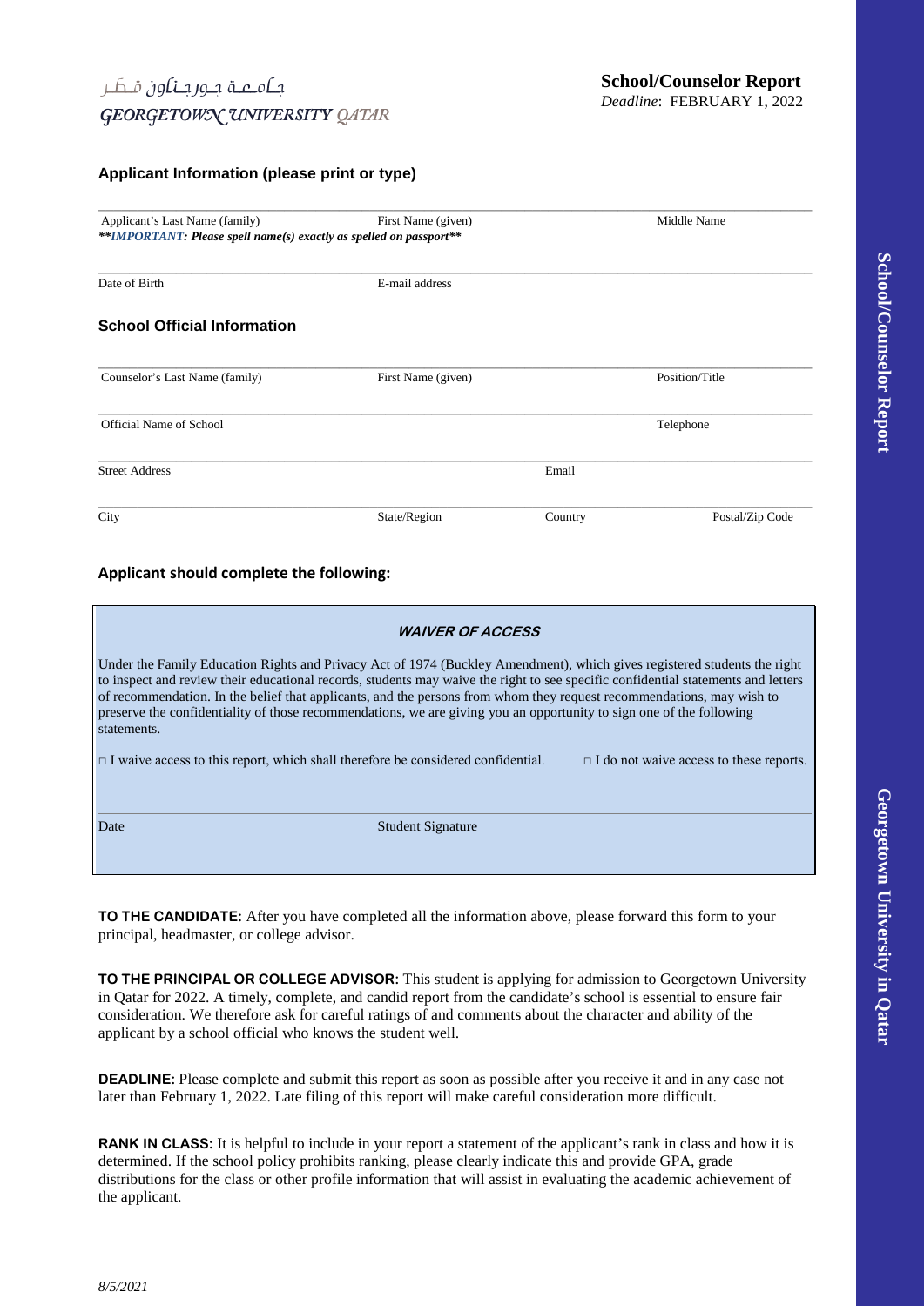جامعة جورجتاون قطر
GEORGETOWN UNIVERSITY QATAR

**School/Counselor Report**
*Deadline*: FEBRUARY 1, 2022

### Applicant Information (please print or type)

| Applicant's Last Name (family) | First Name (given) | Middle Name |
|---|---|---|

***IMPORTANT: Please spell name(s) exactly as spelled on passport***

| Date of Birth | E-mail address |
|---|---|

### School Official Information

| Counselor's Last Name (family) | First Name (given) | Position/Title |
|---|---|---|

| Official Name of School | Telephone |
|---|---|

| Street Address | Email |
|---|---|

| City | State/Region | Country | Postal/Zip Code |
|---|---|---|---|

### Applicant should complete the following:

**WAIVER OF ACCESS**

Under the Family Education Rights and Privacy Act of 1974 (Buckley Amendment), which gives registered students the right to inspect and review their educational records, students may waive the right to see specific confidential statements and letters of recommendation. In the belief that applicants, and the persons from whom they request recommendations, may wish to preserve the confidentiality of those recommendations, we are giving you an opportunity to sign one of the following statements.

□ I waive access to this report, which shall therefore be considered confidential. □ I do not waive access to these reports.

| Date | Student Signature |
|---|---|

**TO THE CANDIDATE:** After you have completed all the information above, please forward this form to your principal, headmaster, or college advisor.

**TO THE PRINCIPAL OR COLLEGE ADVISOR:** This student is applying for admission to Georgetown University in Qatar for 2022. A timely, complete, and candid report from the candidate's school is essential to ensure fair consideration. We therefore ask for careful ratings of and comments about the character and ability of the applicant by a school official who knows the student well.

**DEADLINE:** Please complete and submit this report as soon as possible after you receive it and in any case not later than February 1, 2022. Late filing of this report will make careful consideration more difficult.

**RANK IN CLASS:** It is helpful to include in your report a statement of the applicant's rank in class and how it is determined. If the school policy prohibits ranking, please clearly indicate this and provide GPA, grade distributions for the class or other profile information that will assist in evaluating the academic achievement of the applicant.

*8/5/2021*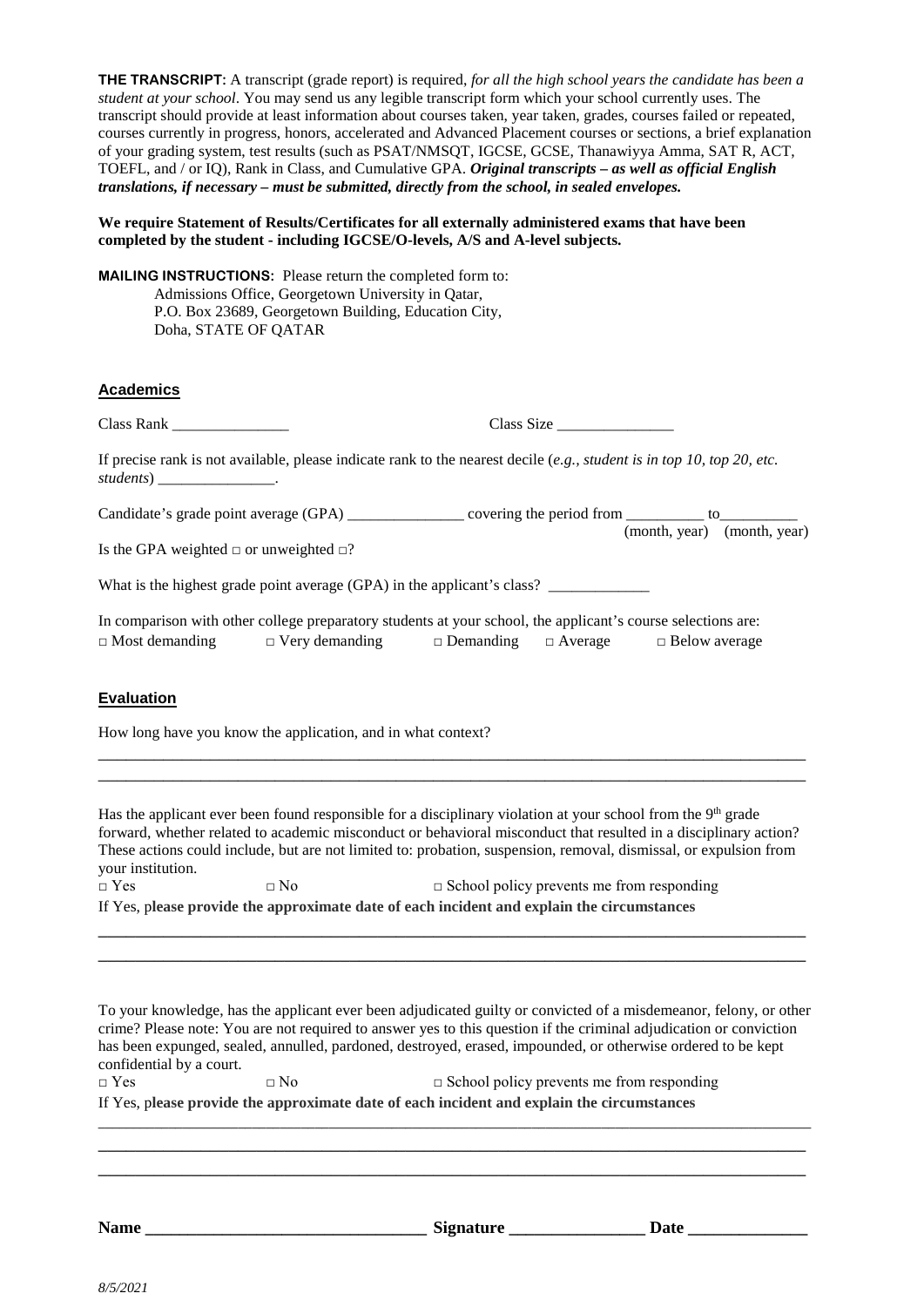**THE TRANSCRIPT:** A transcript (grade report) is required, *for all the high school years the candidate has been a student at your school*. You may send us any legible transcript form which your school currently uses. The transcript should provide at least information about courses taken, year taken, grades, courses failed or repeated, courses currently in progress, honors, accelerated and Advanced Placement courses or sections, a brief explanation of your grading system, test results (such as PSAT/NMSQT, IGCSE, GCSE, Thanawiyya Amma, SAT R, ACT, TOEFL, and / or IQ), Rank in Class, and Cumulative GPA. ***Original transcripts – as well as official English translations, if necessary – must be submitted, directly from the school, in sealed envelopes.***

**We require Statement of Results/Certificates for all externally administered exams that have been completed by the student - including IGCSE/O-levels, A/S and A-level subjects.**

**MAILING INSTRUCTIONS:** Please return the completed form to:
Admissions Office, Georgetown University in Qatar,
P.O. Box 23689, Georgetown Building, Education City,
Doha, STATE OF QATAR

## Academics

Class Rank _______________ Class Size _______________

If precise rank is not available, please indicate rank to the nearest decile (*e.g., student is in top 10, top 20, etc. students*) _______________.

Candidate's grade point average (GPA) _______________ covering the period from __________ to__________
(month, year) (month, year)

Is the GPA weighted □ or unweighted □?

What is the highest grade point average (GPA) in the applicant's class? _____________

In comparison with other college preparatory students at your school, the applicant's course selections are:
□ Most demanding □ Very demanding □ Demanding □ Average □ Below average

## Evaluation

How long have you know the application, and in what context?

______________________________________________________________________________
______________________________________________________________________________

Has the applicant ever been found responsible for a disciplinary violation at your school from the 9th grade forward, whether related to academic misconduct or behavioral misconduct that resulted in a disciplinary action? These actions could include, but are not limited to: probation, suspension, removal, dismissal, or expulsion from your institution.
□ Yes □ No □ School policy prevents me from responding
If Yes, p**lease provide the approximate date of each incident and explain the circumstances**

______________________________________________________________________________
______________________________________________________________________________

To your knowledge, has the applicant ever been adjudicated guilty or convicted of a misdemeanor, felony, or other crime? Please note: You are not required to answer yes to this question if the criminal adjudication or conviction has been expunged, sealed, annulled, pardoned, destroyed, erased, impounded, or otherwise ordered to be kept confidential by a court.
□ Yes □ No □ School policy prevents me from responding
If Yes, p**lease provide the approximate date of each incident and explain the circumstances**

______________________________________________________________________________
______________________________________________________________________________
______________________________________________________________________________

**Name** _________________________________ **Signature** ________________ **Date** ______________

*8/5/2021*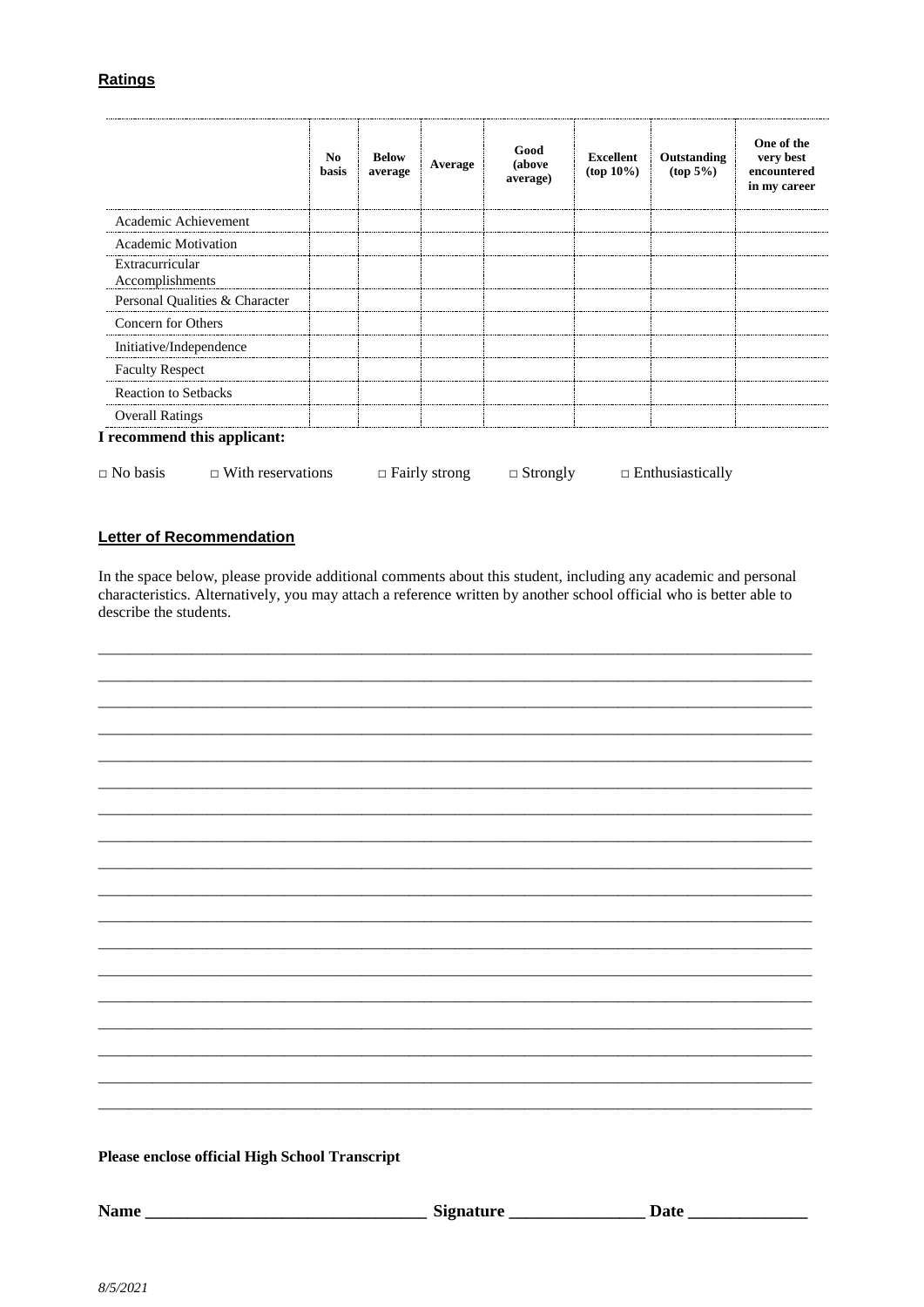**Ratings**

| | No basis | Below average | Average | Good (above average) | Excellent (top 10%) | Outstanding (top 5%) | One of the very best encountered in my career |
|---|---|---|---|---|---|---|---|
| Academic Achievement | | | | | | | |
| Academic Motivation | | | | | | | |
| Extracurricular Accomplishments | | | | | | | |
| Personal Qualities & Character | | | | | | | |
| Concern for Others | | | | | | | |
| Initiative/Independence | | | | | | | |
| Faculty Respect | | | | | | | |
| Reaction to Setbacks | | | | | | | |
| Overall Ratings | | | | | | | |

**I recommend this applicant:**

□ No basis □ With reservations □ Fairly strong □ Strongly □ Enthusiastically

**Letter of Recommendation**

In the space below, please provide additional comments about this student, including any academic and personal characteristics. Alternatively, you may attach a reference written by another school official who is better able to describe the students.

______________________________________________________________________________________

______________________________________________________________________________________

______________________________________________________________________________________

______________________________________________________________________________________

______________________________________________________________________________________

______________________________________________________________________________________

______________________________________________________________________________________

______________________________________________________________________________________

______________________________________________________________________________________

______________________________________________________________________________________

______________________________________________________________________________________

______________________________________________________________________________________

______________________________________________________________________________________

______________________________________________________________________________________

______________________________________________________________________________________

______________________________________________________________________________________

______________________________________________________________________________________

______________________________________________________________________________________

**Please enclose official High School Transcript**

**Name** ________________________________ **Signature** ________________ **Date** ______________

*8/5/2021*